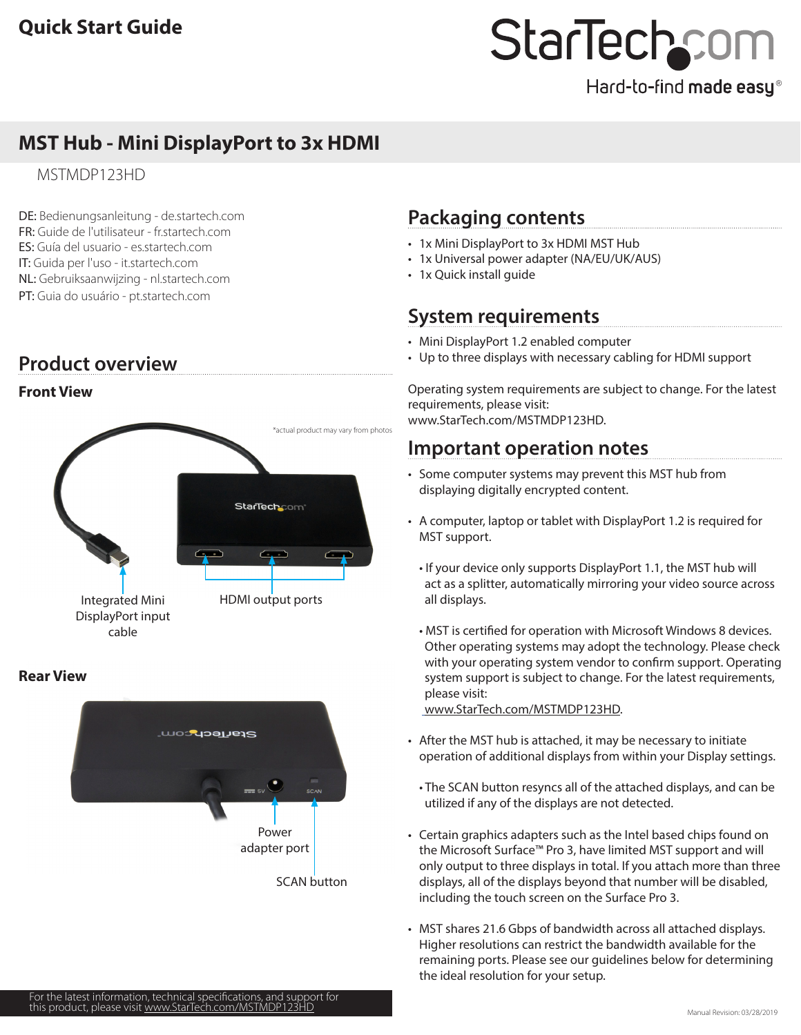# Quick Start Guide

## MST Hub - Mini DisplayPort to 3x HDMI

MSTMDP123HD

DE: Bedienungsanleitung - de.startech.com
FR: Guide de l'utilisateur - fr.startech.com
ES: Guía del usuario - es.startech.com
IT: Guida per l'uso - it.startech.com
NL: Gebruiksaanwijzing - nl.startech.com
PT: Guia do usuário - pt.startech.com

## Product overview

### Front View

*actual product may vary from photos

Integrated Mini DisplayPort input cable

HDMI output ports

### Rear View

Power adapter port

SCAN button

## Packaging contents

- 1x Mini DisplayPort to 3x HDMI MST Hub
- 1x Universal power adapter (NA/EU/UK/AUS)
- 1x Quick install guide

## System requirements

- Mini DisplayPort 1.2 enabled computer
- Up to three displays with necessary cabling for HDMI support

Operating system requirements are subject to change. For the latest requirements, please visit: www.StarTech.com/MSTMDP123HD.

## Important operation notes

- Some computer systems may prevent this MST hub from displaying digitally encrypted content.
- A computer, laptop or tablet with DisplayPort 1.2 is required for MST support.
  - If your device only supports DisplayPort 1.1, the MST hub will act as a splitter, automatically mirroring your video source across all displays.
  - MST is certified for operation with Microsoft Windows 8 devices. Other operating systems may adopt the technology. Please check with your operating system vendor to confirm support. Operating system support is subject to change. For the latest requirements, please visit: www.StarTech.com/MSTMDP123HD.
- After the MST hub is attached, it may be necessary to initiate operation of additional displays from within your Display settings.
  - The SCAN button resyncs all of the attached displays, and can be utilized if any of the displays are not detected.
- Certain graphics adapters such as the Intel based chips found on the Microsoft Surface™ Pro 3, have limited MST support and will only output to three displays in total. If you attach more than three displays, all of the displays beyond that number will be disabled, including the touch screen on the Surface Pro 3.
- MST shares 21.6 Gbps of bandwidth across all attached displays. Higher resolutions can restrict the bandwidth available for the remaining ports. Please see our guidelines below for determining the ideal resolution for your setup.

For the latest information, technical specifications, and support for this product, please visit www.StarTech.com/MSTMDP123HD

Manual Revision: 03/28/2019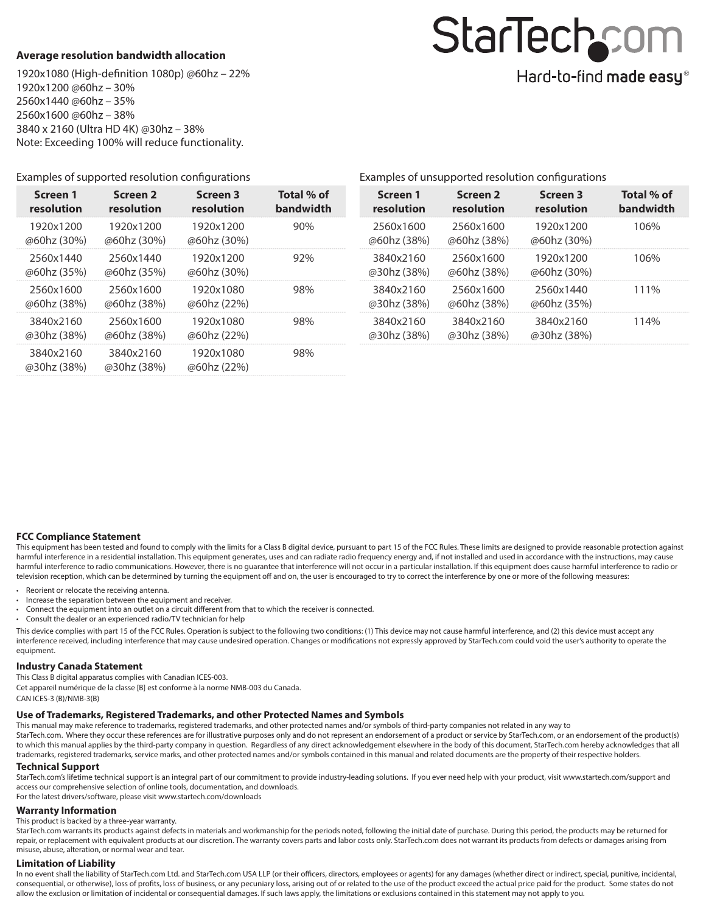StarTech.com

Hard-to-find made easy®

**Average resolution bandwidth allocation**

1920x1080 (High-definition 1080p) @60hz – 22%
1920x1200 @60hz – 30%
2560x1440 @60hz – 35%
2560x1600 @60hz – 38%
3840 x 2160 (Ultra HD 4K) @30hz – 38%
Note: Exceeding 100% will reduce functionality.

Examples of supported resolution configurations

| Screen 1 resolution | Screen 2 resolution | Screen 3 resolution | Total % of bandwidth |
|---|---|---|---|
| 1920x1200 @60hz (30%) | 1920x1200 @60hz (30%) | 1920x1200 @60hz (30%) | 90% |
| 2560x1440 @60hz (35%) | 2560x1440 @60hz (35%) | 1920x1200 @60hz (30%) | 92% |
| 2560x1600 @60hz (38%) | 2560x1600 @60hz (38%) | 1920x1080 @60hz (22%) | 98% |
| 3840x2160 @30hz (38%) | 2560x1600 @60hz (38%) | 1920x1080 @60hz (22%) | 98% |
| 3840x2160 @30hz (38%) | 3840x2160 @30hz (38%) | 1920x1080 @60hz (22%) | 98% |

Examples of unsupported resolution configurations

| Screen 1 resolution | Screen 2 resolution | Screen 3 resolution | Total % of bandwidth |
|---|---|---|---|
| 2560x1600 @60hz (38%) | 2560x1600 @60hz (38%) | 1920x1200 @60hz (30%) | 106% |
| 3840x2160 @30hz (38%) | 2560x1600 @60hz (38%) | 1920x1200 @60hz (30%) | 106% |
| 3840x2160 @30hz (38%) | 2560x1600 @60hz (38%) | 2560x1440 @60hz (35%) | 111% |
| 3840x2160 @30hz (38%) | 3840x2160 @30hz (38%) | 3840x2160 @30hz (38%) | 114% |

#### FCC Compliance Statement

This equipment has been tested and found to comply with the limits for a Class B digital device, pursuant to part 15 of the FCC Rules. These limits are designed to provide reasonable protection against harmful interference in a residential installation. This equipment generates, uses and can radiate radio frequency energy and, if not installed and used in accordance with the instructions, may cause harmful interference to radio communications. However, there is no guarantee that interference will not occur in a particular installation. If this equipment does cause harmful interference to radio or television reception, which can be determined by turning the equipment off and on, the user is encouraged to try to correct the interference by one or more of the following measures:

- Reorient or relocate the receiving antenna.
- Increase the separation between the equipment and receiver.
- Connect the equipment into an outlet on a circuit different from that to which the receiver is connected.
- Consult the dealer or an experienced radio/TV technician for help

This device complies with part 15 of the FCC Rules. Operation is subject to the following two conditions: (1) This device may not cause harmful interference, and (2) this device must accept any interference received, including interference that may cause undesired operation. Changes or modifications not expressly approved by StarTech.com could void the user's authority to operate the equipment.

#### Industry Canada Statement

This Class B digital apparatus complies with Canadian ICES-003.
Cet appareil numérique de la classe [B] est conforme à la norme NMB-003 du Canada.
CAN ICES-3 (B)/NMB-3(B)

#### Use of Trademarks, Registered Trademarks, and other Protected Names and Symbols

This manual may make reference to trademarks, registered trademarks, and other protected names and/or symbols of third-party companies not related in any way to StarTech.com. Where they occur these references are for illustrative purposes only and do not represent an endorsement of a product or service by StarTech.com, or an endorsement of the product(s) to which this manual applies by the third-party company in question. Regardless of any direct acknowledgement elsewhere in the body of this document, StarTech.com hereby acknowledges that all trademarks, registered trademarks, service marks, and other protected names and/or symbols contained in this manual and related documents are the property of their respective holders.

#### Technical Support

StarTech.com's lifetime technical support is an integral part of our commitment to provide industry-leading solutions. If you ever need help with your product, visit www.startech.com/support and access our comprehensive selection of online tools, documentation, and downloads.
For the latest drivers/software, please visit www.startech.com/downloads

#### Warranty Information

This product is backed by a three-year warranty.
StarTech.com warrants its products against defects in materials and workmanship for the periods noted, following the initial date of purchase. During this period, the products may be returned for repair, or replacement with equivalent products at our discretion. The warranty covers parts and labor costs only. StarTech.com does not warrant its products from defects or damages arising from misuse, abuse, alteration, or normal wear and tear.

#### Limitation of Liability

In no event shall the liability of StarTech.com Ltd. and StarTech.com USA LLP (or their officers, directors, employees or agents) for any damages (whether direct or indirect, special, punitive, incidental, consequential, or otherwise), loss of profits, loss of business, or any pecuniary loss, arising out of or related to the use of the product exceed the actual price paid for the product. Some states do not allow the exclusion or limitation of incidental or consequential damages. If such laws apply, the limitations or exclusions contained in this statement may not apply to you.